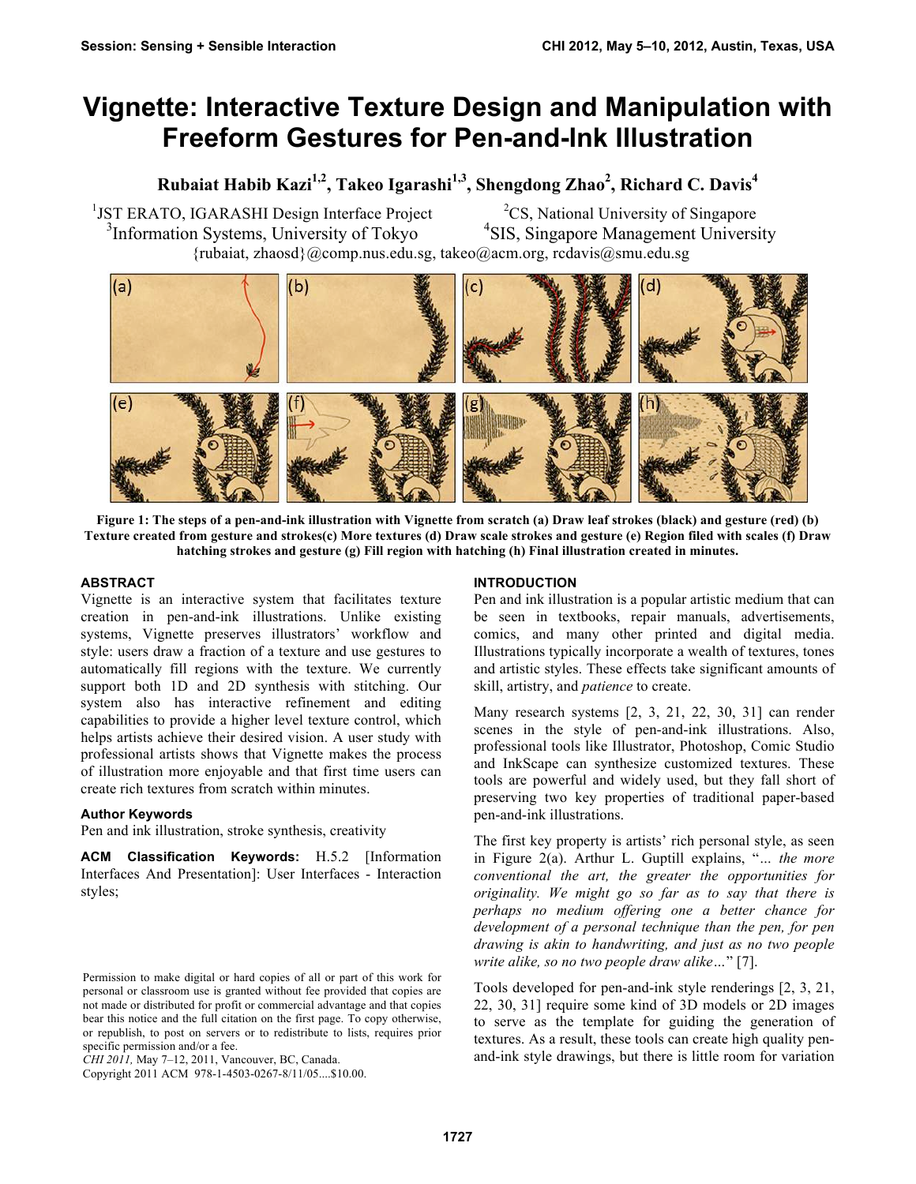# Vignette: Interactive Texture Design and Manipulation with Freeform Gestures for Pen-and-Ink Illustration

**Rubaiat Habib Kazi[1,2], Takeo Igarashi[1,3], Shengdong Zhao[2], Richard C. Davis[4]**

[1]JST ERATO, IGARASHI Design Interface Project
[2]CS, National University of Singapore
[3]Information Systems, University of Tokyo
[4]SIS, Singapore Management University

{rubaiat, zhaosd}@comp.nus.edu.sg, takeo@acm.org, rcdavis@smu.edu.sg

**Figure 1: The steps of a pen-and-ink illustration with Vignette from scratch (a) Draw leaf strokes (black) and gesture (red) (b) Texture created from gesture and strokes(c) More textures (d) Draw scale strokes and gesture (e) Region filed with scales (f) Draw hatching strokes and gesture (g) Fill region with hatching (h) Final illustration created in minutes.**

## ABSTRACT

Vignette is an interactive system that facilitates texture creation in pen-and-ink illustrations. Unlike existing systems, Vignette preserves illustrators' workflow and style: users draw a fraction of a texture and use gestures to automatically fill regions with the texture. We currently support both 1D and 2D synthesis with stitching. Our system also has interactive refinement and editing capabilities to provide a higher level texture control, which helps artists achieve their desired vision. A user study with professional artists shows that Vignette makes the process of illustration more enjoyable and that first time users can create rich textures from scratch within minutes.

### Author Keywords

Pen and ink illustration, stroke synthesis, creativity

**ACM Classification Keywords:** H.5.2 [Information Interfaces And Presentation]: User Interfaces - Interaction styles;

Permission to make digital or hard copies of all or part of this work for personal or classroom use is granted without fee provided that copies are not made or distributed for profit or commercial advantage and that copies bear this notice and the full citation on the first page. To copy otherwise, or republish, to post on servers or to redistribute to lists, requires prior specific permission and/or a fee.
*CHI 2011,* May 7–12, 2011, Vancouver, BC, Canada.
Copyright 2011 ACM 978-1-4503-0267-8/11/05....$10.00.

## INTRODUCTION

Pen and ink illustration is a popular artistic medium that can be seen in textbooks, repair manuals, advertisements, comics, and many other printed and digital media. Illustrations typically incorporate a wealth of textures, tones and artistic styles. These effects take significant amounts of skill, artistry, and *patience* to create.

Many research systems [2, 3, 21, 22, 30, 31] can render scenes in the style of pen-and-ink illustrations. Also, professional tools like Illustrator, Photoshop, Comic Studio and InkScape can synthesize customized textures. These tools are powerful and widely used, but they fall short of preserving two key properties of traditional paper-based pen-and-ink illustrations.

The first key property is artists' rich personal style, as seen in Figure 2(a). Arthur L. Guptill explains, "*... the more conventional the art, the greater the opportunities for originality. We might go so far as to say that there is perhaps no medium offering one a better chance for development of a personal technique than the pen, for pen drawing is akin to handwriting, and just as no two people write alike, so no two people draw alike…*" [7].

Tools developed for pen-and-ink style renderings [2, 3, 21, 22, 30, 31] require some kind of 3D models or 2D images to serve as the template for guiding the generation of textures. As a result, these tools can create high quality pen-and-ink style drawings, but there is little room for variation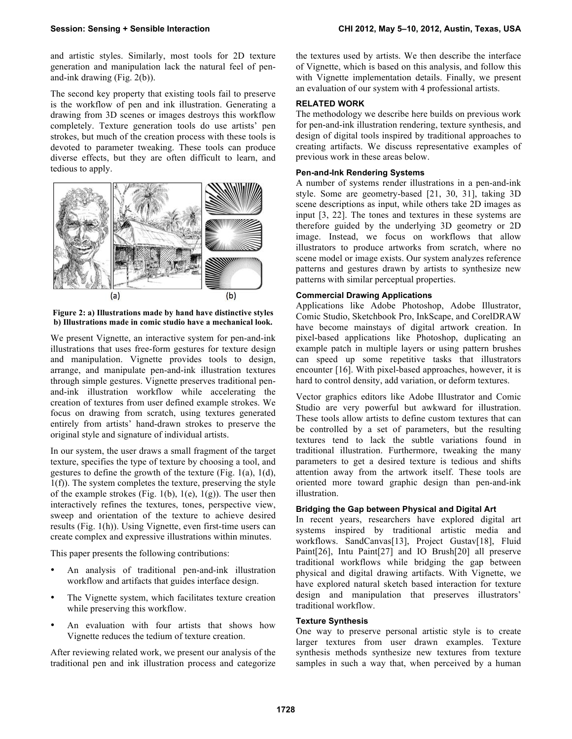and artistic styles. Similarly, most tools for 2D texture generation and manipulation lack the natural feel of pen-and-ink drawing (Fig. 2(b)).

The second key property that existing tools fail to preserve is the workflow of pen and ink illustration. Generating a drawing from 3D scenes or images destroys this workflow completely. Texture generation tools do use artists' pen strokes, but much of the creation process with these tools is devoted to parameter tweaking. These tools can produce diverse effects, but they are often difficult to learn, and tedious to apply.

**Figure 2: a) Illustrations made by hand have distinctive styles b) Illustrations made in comic studio have a mechanical look.**

We present Vignette, an interactive system for pen-and-ink illustrations that uses free-form gestures for texture design and manipulation. Vignette provides tools to design, arrange, and manipulate pen-and-ink illustration textures through simple gestures. Vignette preserves traditional pen-and-ink illustration workflow while accelerating the creation of textures from user defined example strokes. We focus on drawing from scratch, using textures generated entirely from artists' hand-drawn strokes to preserve the original style and signature of individual artists.

In our system, the user draws a small fragment of the target texture, specifies the type of texture by choosing a tool, and gestures to define the growth of the texture (Fig. 1(a), 1(d), 1(f)). The system completes the texture, preserving the style of the example strokes (Fig. 1(b), 1(e), 1(g)). The user then interactively refines the textures, tones, perspective view, sweep and orientation of the texture to achieve desired results (Fig. 1(h)). Using Vignette, even first-time users can create complex and expressive illustrations within minutes.

This paper presents the following contributions:

- An analysis of traditional pen-and-ink illustration workflow and artifacts that guides interface design.
- The Vignette system, which facilitates texture creation while preserving this workflow.
- An evaluation with four artists that shows how Vignette reduces the tedium of texture creation.

After reviewing related work, we present our analysis of the traditional pen and ink illustration process and categorize the textures used by artists. We then describe the interface of Vignette, which is based on this analysis, and follow this with Vignette implementation details. Finally, we present an evaluation of our system with 4 professional artists.

## RELATED WORK

The methodology we describe here builds on previous work for pen-and-ink illustration rendering, texture synthesis, and design of digital tools inspired by traditional approaches to creating artifacts. We discuss representative examples of previous work in these areas below.

### Pen-and-Ink Rendering Systems

A number of systems render illustrations in a pen-and-ink style. Some are geometry-based [21, 30, 31], taking 3D scene descriptions as input, while others take 2D images as input [3, 22]. The tones and textures in these systems are therefore guided by the underlying 3D geometry or 2D image. Instead, we focus on workflows that allow illustrators to produce artworks from scratch, where no scene model or image exists. Our system analyzes reference patterns and gestures drawn by artists to synthesize new patterns with similar perceptual properties.

### Commercial Drawing Applications

Applications like Adobe Photoshop, Adobe Illustrator, Comic Studio, Sketchbook Pro, InkScape, and CorelDRAW have become mainstays of digital artwork creation. In pixel-based applications like Photoshop, duplicating an example patch in multiple layers or using pattern brushes can speed up some repetitive tasks that illustrators encounter [16]. With pixel-based approaches, however, it is hard to control density, add variation, or deform textures.

Vector graphics editors like Adobe Illustrator and Comic Studio are very powerful but awkward for illustration. These tools allow artists to define custom textures that can be controlled by a set of parameters, but the resulting textures tend to lack the subtle variations found in traditional illustration. Furthermore, tweaking the many parameters to get a desired texture is tedious and shifts attention away from the artwork itself. These tools are oriented more toward graphic design than pen-and-ink illustration.

### Bridging the Gap between Physical and Digital Art

In recent years, researchers have explored digital art systems inspired by traditional artistic media and workflows. SandCanvas[13], Project Gustav[18], Fluid Paint[26], Intu Paint[27] and IO Brush[20] all preserve traditional workflows while bridging the gap between physical and digital drawing artifacts. With Vignette, we have explored natural sketch based interaction for texture design and manipulation that preserves illustrators' traditional workflow.

### Texture Synthesis

One way to preserve personal artistic style is to create larger textures from user drawn examples. Texture synthesis methods synthesize new textures from texture samples in such a way that, when perceived by a human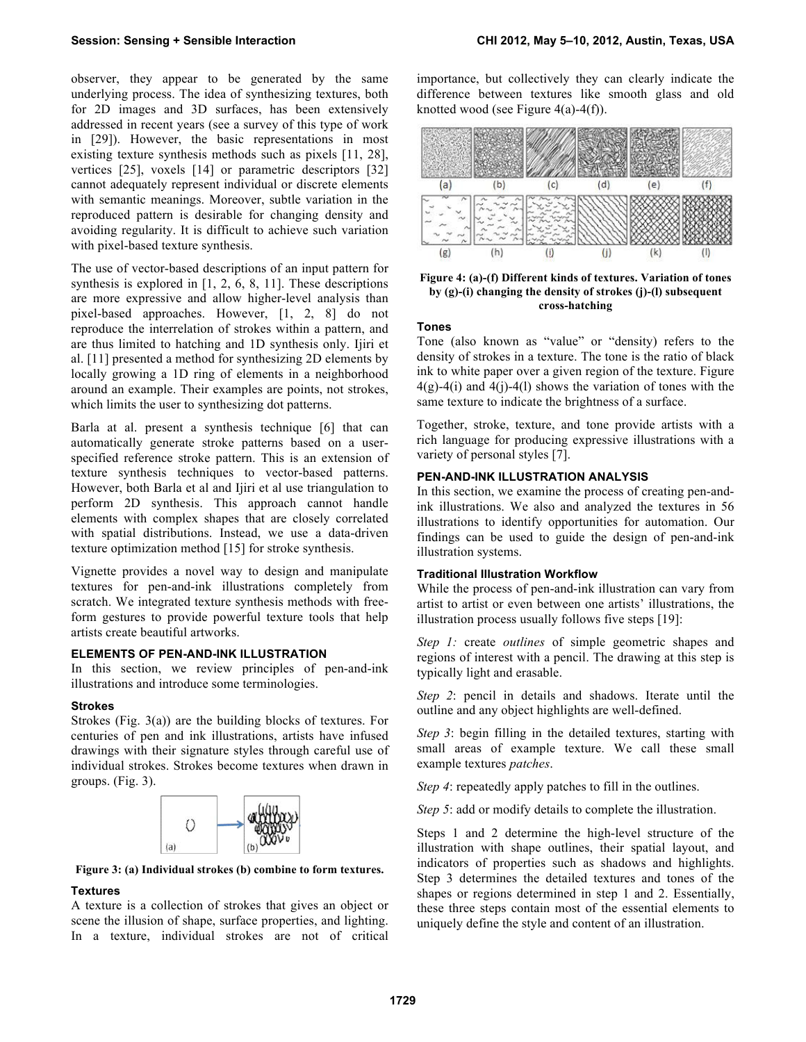observer, they appear to be generated by the same underlying process. The idea of synthesizing textures, both for 2D images and 3D surfaces, has been extensively addressed in recent years (see a survey of this type of work in [29]). However, the basic representations in most existing texture synthesis methods such as pixels [11, 28], vertices [25], voxels [14] or parametric descriptors [32] cannot adequately represent individual or discrete elements with semantic meanings. Moreover, subtle variation in the reproduced pattern is desirable for changing density and avoiding regularity. It is difficult to achieve such variation with pixel-based texture synthesis.

The use of vector-based descriptions of an input pattern for synthesis is explored in [1, 2, 6, 8, 11]. These descriptions are more expressive and allow higher-level analysis than pixel-based approaches. However, [1, 2, 8] do not reproduce the interrelation of strokes within a pattern, and are thus limited to hatching and 1D synthesis only. Ijiri et al. [11] presented a method for synthesizing 2D elements by locally growing a 1D ring of elements in a neighborhood around an example. Their examples are points, not strokes, which limits the user to synthesizing dot patterns.

Barla at al. present a synthesis technique [6] that can automatically generate stroke patterns based on a user-specified reference stroke pattern. This is an extension of texture synthesis techniques to vector-based patterns. However, both Barla et al and Ijiri et al use triangulation to perform 2D synthesis. This approach cannot handle elements with complex shapes that are closely correlated with spatial distributions. Instead, we use a data-driven texture optimization method [15] for stroke synthesis.

Vignette provides a novel way to design and manipulate textures for pen-and-ink illustrations completely from scratch. We integrated texture synthesis methods with free-form gestures to provide powerful texture tools that help artists create beautiful artworks.

## ELEMENTS OF PEN-AND-INK ILLUSTRATION

In this section, we review principles of pen-and-ink illustrations and introduce some terminologies.

### Strokes

Strokes (Fig. 3(a)) are the building blocks of textures. For centuries of pen and ink illustrations, artists have infused drawings with their signature styles through careful use of individual strokes. Strokes become textures when drawn in groups. (Fig. 3).

**Figure 3: (a) Individual strokes (b) combine to form textures.**

### Textures

A texture is a collection of strokes that gives an object or scene the illusion of shape, surface properties, and lighting. In a texture, individual strokes are not of critical importance, but collectively they can clearly indicate the difference between textures like smooth glass and old knotted wood (see Figure 4(a)-4(f)).

**Figure 4: (a)-(f) Different kinds of textures. Variation of tones by (g)-(i) changing the density of strokes (j)-(l) subsequent cross-hatching**

### Tones

Tone (also known as "value" or "density) refers to the density of strokes in a texture. The tone is the ratio of black ink to white paper over a given region of the texture. Figure 4(g)-4(i) and 4(j)-4(l) shows the variation of tones with the same texture to indicate the brightness of a surface.

Together, stroke, texture, and tone provide artists with a rich language for producing expressive illustrations with a variety of personal styles [7].

## PEN-AND-INK ILLUSTRATION ANALYSIS

In this section, we examine the process of creating pen-and-ink illustrations. We also and analyzed the textures in 56 illustrations to identify opportunities for automation. Our findings can be used to guide the design of pen-and-ink illustration systems.

### Traditional Illustration Workflow

While the process of pen-and-ink illustration can vary from artist to artist or even between one artists' illustrations, the illustration process usually follows five steps [19]:

*Step 1:* create *outlines* of simple geometric shapes and regions of interest with a pencil. The drawing at this step is typically light and erasable.

*Step 2*: pencil in details and shadows. Iterate until the outline and any object highlights are well-defined.

*Step 3*: begin filling in the detailed textures, starting with small areas of example texture. We call these small example textures *patches*.

*Step 4*: repeatedly apply patches to fill in the outlines.

*Step 5*: add or modify details to complete the illustration.

Steps 1 and 2 determine the high-level structure of the illustration with shape outlines, their spatial layout, and indicators of properties such as shadows and highlights. Step 3 determines the detailed textures and tones of the shapes or regions determined in step 1 and 2. Essentially, these three steps contain most of the essential elements to uniquely define the style and content of an illustration.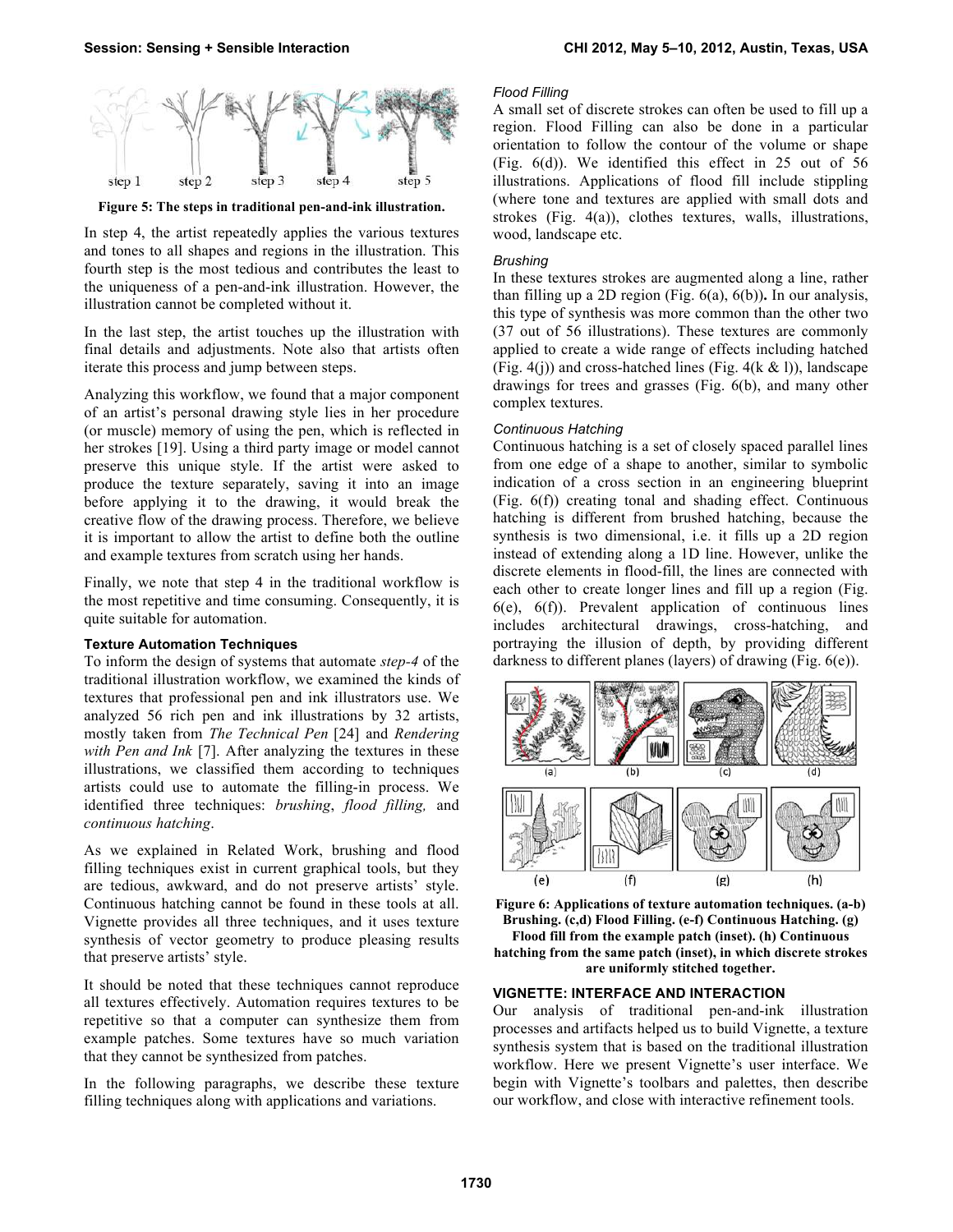Figure 5: The steps in traditional pen-and-ink illustration.

In step 4, the artist repeatedly applies the various textures and tones to all shapes and regions in the illustration. This fourth step is the most tedious and contributes the least to the uniqueness of a pen-and-ink illustration. However, the illustration cannot be completed without it.

In the last step, the artist touches up the illustration with final details and adjustments. Note also that artists often iterate this process and jump between steps.

Analyzing this workflow, we found that a major component of an artist's personal drawing style lies in her procedure (or muscle) memory of using the pen, which is reflected in her strokes [19]. Using a third party image or model cannot preserve this unique style. If the artist were asked to produce the texture separately, saving it into an image before applying it to the drawing, it would break the creative flow of the drawing process. Therefore, we believe it is important to allow the artist to define both the outline and example textures from scratch using her hands.

Finally, we note that step 4 in the traditional workflow is the most repetitive and time consuming. Consequently, it is quite suitable for automation.

### Texture Automation Techniques

To inform the design of systems that automate *step-4* of the traditional illustration workflow, we examined the kinds of textures that professional pen and ink illustrators use. We analyzed 56 rich pen and ink illustrations by 32 artists, mostly taken from *The Technical Pen* [24] and *Rendering with Pen and Ink* [7]. After analyzing the textures in these illustrations, we classified them according to techniques artists could use to automate the filling-in process. We identified three techniques: *brushing*, *flood filling,* and *continuous hatching*.

As we explained in Related Work, brushing and flood filling techniques exist in current graphical tools, but they are tedious, awkward, and do not preserve artists' style. Continuous hatching cannot be found in these tools at all. Vignette provides all three techniques, and it uses texture synthesis of vector geometry to produce pleasing results that preserve artists' style.

It should be noted that these techniques cannot reproduce all textures effectively. Automation requires textures to be repetitive so that a computer can synthesize them from example patches. Some textures have so much variation that they cannot be synthesized from patches.

In the following paragraphs, we describe these texture filling techniques along with applications and variations.

#### *Flood Filling*

A small set of discrete strokes can often be used to fill up a region. Flood Filling can also be done in a particular orientation to follow the contour of the volume or shape (Fig. 6(d)). We identified this effect in 25 out of 56 illustrations. Applications of flood fill include stippling (where tone and textures are applied with small dots and strokes (Fig. 4(a)), clothes textures, walls, illustrations, wood, landscape etc.

#### *Brushing*

In these textures strokes are augmented along a line, rather than filling up a 2D region (Fig. 6(a), 6(b)). In our analysis, this type of synthesis was more common than the other two (37 out of 56 illustrations). These textures are commonly applied to create a wide range of effects including hatched (Fig. 4(j)) and cross-hatched lines (Fig. 4(k & l)), landscape drawings for trees and grasses (Fig. 6(b), and many other complex textures.

#### *Continuous Hatching*

Continuous hatching is a set of closely spaced parallel lines from one edge of a shape to another, similar to symbolic indication of a cross section in an engineering blueprint (Fig. 6(f)) creating tonal and shading effect. Continuous hatching is different from brushed hatching, because the synthesis is two dimensional, i.e. it fills up a 2D region instead of extending along a 1D line. However, unlike the discrete elements in flood-fill, the lines are connected with each other to create longer lines and fill up a region (Fig. 6(e), 6(f)). Prevalent application of continuous lines includes architectural drawings, cross-hatching, and portraying the illusion of depth, by providing different darkness to different planes (layers) of drawing (Fig. 6(e)).

**Figure 6: Applications of texture automation techniques. (a-b) Brushing. (c,d) Flood Filling. (e-f) Continuous Hatching. (g) Flood fill from the example patch (inset). (h) Continuous hatching from the same patch (inset), in which discrete strokes are uniformly stitched together.**

## VIGNETTE: INTERFACE AND INTERACTION

Our analysis of traditional pen-and-ink illustration processes and artifacts helped us to build Vignette, a texture synthesis system that is based on the traditional illustration workflow. Here we present Vignette's user interface. We begin with Vignette's toolbars and palettes, then describe our workflow, and close with interactive refinement tools.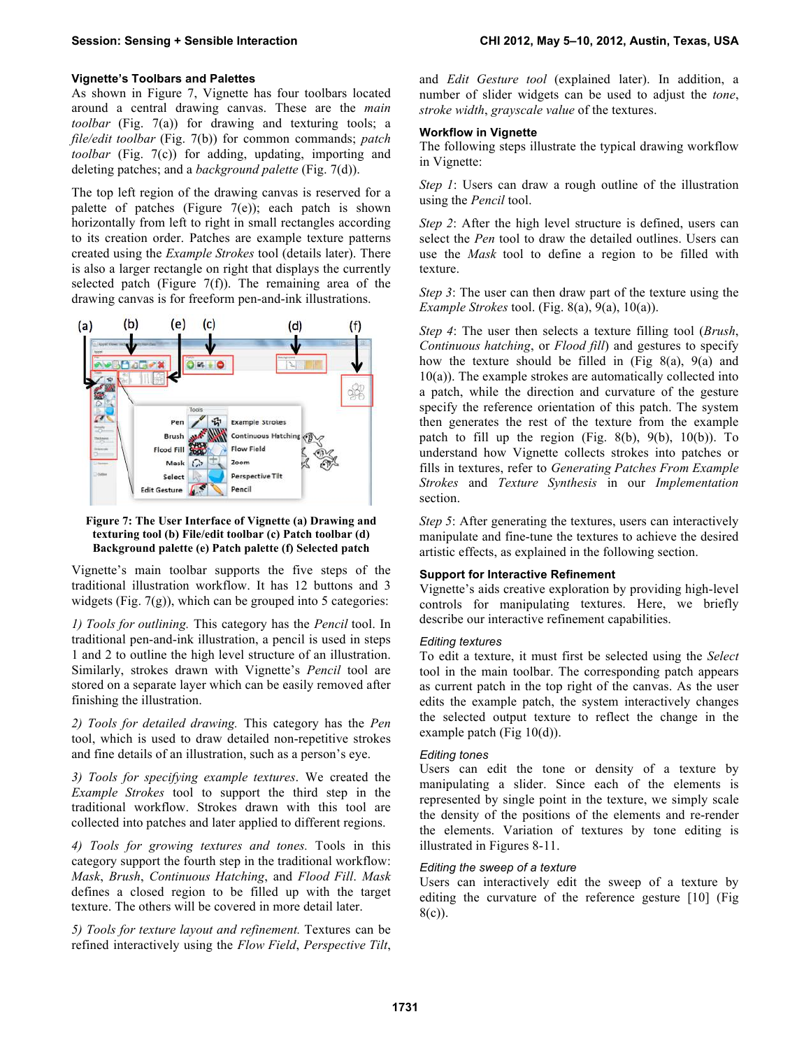### Vignette's Toolbars and Palettes

As shown in Figure 7, Vignette has four toolbars located around a central drawing canvas. These are the *main toolbar* (Fig. 7(a)) for drawing and texturing tools; a *file/edit toolbar* (Fig. 7(b)) for common commands; *patch toolbar* (Fig. 7(c)) for adding, updating, importing and deleting patches; and a *background palette* (Fig. 7(d)).

The top left region of the drawing canvas is reserved for a palette of patches (Figure 7(e)); each patch is shown horizontally from left to right in small rectangles according to its creation order. Patches are example texture patterns created using the *Example Strokes* tool (details later). There is also a larger rectangle on right that displays the currently selected patch (Figure 7(f)). The remaining area of the drawing canvas is for freeform pen-and-ink illustrations.

**Figure 7: The User Interface of Vignette (a) Drawing and texturing tool (b) File/edit toolbar (c) Patch toolbar (d) Background palette (e) Patch palette (f) Selected patch**

Vignette's main toolbar supports the five steps of the traditional illustration workflow. It has 12 buttons and 3 widgets (Fig. 7(g)), which can be grouped into 5 categories:

*1) Tools for outlining.* This category has the *Pencil* tool. In traditional pen-and-ink illustration, a pencil is used in steps 1 and 2 to outline the high level structure of an illustration. Similarly, strokes drawn with Vignette's *Pencil* tool are stored on a separate layer which can be easily removed after finishing the illustration.

*2) Tools for detailed drawing.* This category has the *Pen* tool, which is used to draw detailed non-repetitive strokes and fine details of an illustration, such as a person's eye.

*3) Tools for specifying example textures*. We created the *Example Strokes* tool to support the third step in the traditional workflow. Strokes drawn with this tool are collected into patches and later applied to different regions.

*4) Tools for growing textures and tones.* Tools in this category support the fourth step in the traditional workflow: *Mask*, *Brush*, *Continuous Hatching*, and *Flood Fill*. *Mask* defines a closed region to be filled up with the target texture. The others will be covered in more detail later.

*5) Tools for texture layout and refinement.* Textures can be refined interactively using the *Flow Field*, *Perspective Tilt*, and *Edit Gesture tool* (explained later). In addition, a number of slider widgets can be used to adjust the *tone*, *stroke width*, *grayscale value* of the textures.

### Workflow in Vignette

The following steps illustrate the typical drawing workflow in Vignette:

*Step 1*: Users can draw a rough outline of the illustration using the *Pencil* tool.

*Step 2*: After the high level structure is defined, users can select the *Pen* tool to draw the detailed outlines. Users can use the *Mask* tool to define a region to be filled with texture.

*Step 3*: The user can then draw part of the texture using the *Example Strokes* tool. (Fig. 8(a), 9(a), 10(a)).

*Step 4*: The user then selects a texture filling tool (*Brush*, *Continuous hatching*, or *Flood fill*) and gestures to specify how the texture should be filled in (Fig 8(a), 9(a) and 10(a)). The example strokes are automatically collected into a patch, while the direction and curvature of the gesture specify the reference orientation of this patch. The system then generates the rest of the texture from the example patch to fill up the region (Fig. 8(b), 9(b), 10(b)). To understand how Vignette collects strokes into patches or fills in textures, refer to *Generating Patches From Example Strokes* and *Texture Synthesis* in our *Implementation* section.

*Step 5*: After generating the textures, users can interactively manipulate and fine-tune the textures to achieve the desired artistic effects, as explained in the following section.

### Support for Interactive Refinement

Vignette's aids creative exploration by providing high-level controls for manipulating textures. Here, we briefly describe our interactive refinement capabilities.

#### *Editing textures*

To edit a texture, it must first be selected using the *Select* tool in the main toolbar. The corresponding patch appears as current patch in the top right of the canvas. As the user edits the example patch, the system interactively changes the selected output texture to reflect the change in the example patch (Fig 10(d)).

#### *Editing tones*

Users can edit the tone or density of a texture by manipulating a slider. Since each of the elements is represented by single point in the texture, we simply scale the density of the positions of the elements and re-render the elements. Variation of textures by tone editing is illustrated in Figures 8-11.

#### *Editing the sweep of a texture*

Users can interactively edit the sweep of a texture by editing the curvature of the reference gesture [10] (Fig 8(c)).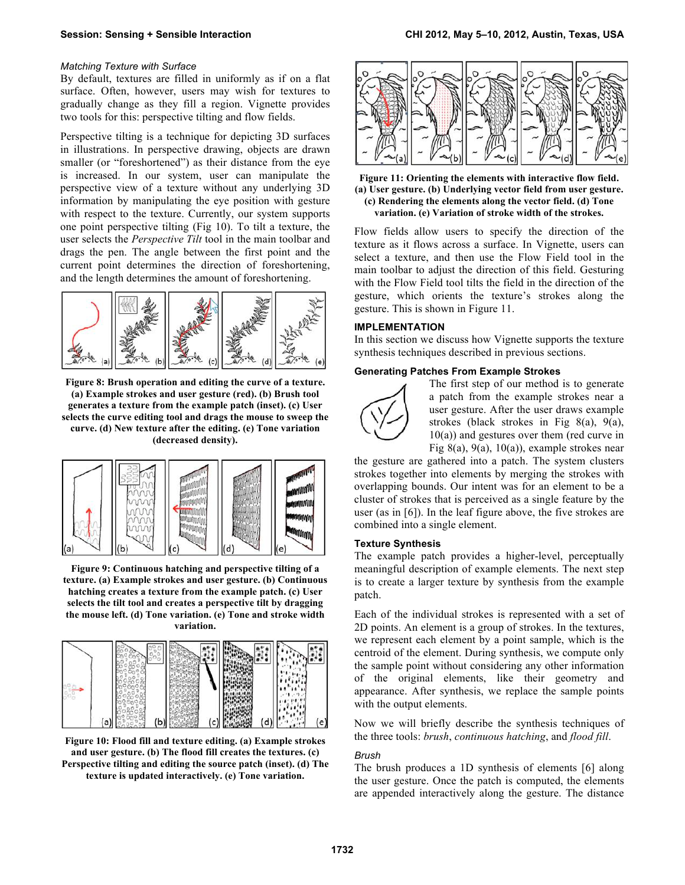### *Matching Texture with Surface*

By default, textures are filled in uniformly as if on a flat surface. Often, however, users may wish for textures to gradually change as they fill a region. Vignette provides two tools for this: perspective tilting and flow fields.

Perspective tilting is a technique for depicting 3D surfaces in illustrations. In perspective drawing, objects are drawn smaller (or "foreshortened") as their distance from the eye is increased. In our system, user can manipulate the perspective view of a texture without any underlying 3D information by manipulating the eye position with gesture with respect to the texture. Currently, our system supports one point perspective tilting (Fig 10). To tilt a texture, the user selects the *Perspective Tilt* tool in the main toolbar and drags the pen. The angle between the first point and the current point determines the direction of foreshortening, and the length determines the amount of foreshortening.

**Figure 8: Brush operation and editing the curve of a texture. (a) Example strokes and user gesture (red). (b) Brush tool generates a texture from the example patch (inset). (c) User selects the curve editing tool and drags the mouse to sweep the curve. (d) New texture after the editing. (e) Tone variation (decreased density).**

**Figure 9: Continuous hatching and perspective tilting of a texture. (a) Example strokes and user gesture. (b) Continuous hatching creates a texture from the example patch. (c) User selects the tilt tool and creates a perspective tilt by dragging the mouse left. (d) Tone variation. (e) Tone and stroke width variation.**

**Figure 10: Flood fill and texture editing. (a) Example strokes and user gesture. (b) The flood fill creates the textures. (c) Perspective tilting and editing the source patch (inset). (d) The texture is updated interactively. (e) Tone variation.**

**Figure 11: Orienting the elements with interactive flow field. (a) User gesture. (b) Underlying vector field from user gesture. (c) Rendering the elements along the vector field. (d) Tone variation. (e) Variation of stroke width of the strokes.**

Flow fields allow users to specify the direction of the texture as it flows across a surface. In Vignette, users can select a texture, and then use the Flow Field tool in the main toolbar to adjust the direction of this field. Gesturing with the Flow Field tool tilts the field in the direction of the gesture, which orients the texture's strokes along the gesture. This is shown in Figure 11.

## IMPLEMENTATION

In this section we discuss how Vignette supports the texture synthesis techniques described in previous sections.

### Generating Patches From Example Strokes

The first step of our method is to generate a patch from the example strokes near a user gesture. After the user draws example strokes (black strokes in Fig 8(a), 9(a), 10(a)) and gestures over them (red curve in Fig 8(a), 9(a), 10(a)), example strokes near the gesture are gathered into a patch. The system clusters strokes together into elements by merging the strokes with overlapping bounds. Our intent was for an element to be a cluster of strokes that is perceived as a single feature by the user (as in [6]). In the leaf figure above, the five strokes are combined into a single element.

### Texture Synthesis

The example patch provides a higher-level, perceptually meaningful description of example elements. The next step is to create a larger texture by synthesis from the example patch.

Each of the individual strokes is represented with a set of 2D points. An element is a group of strokes. In the textures, we represent each element by a point sample, which is the centroid of the element. During synthesis, we compute only the sample point without considering any other information of the original elements, like their geometry and appearance. After synthesis, we replace the sample points with the output elements.

Now we will briefly describe the synthesis techniques of the three tools: *brush*, *continuous hatching*, and *flood fill*.

#### *Brush*

The brush produces a 1D synthesis of elements [6] along the user gesture. Once the patch is computed, the elements are appended interactively along the gesture. The distance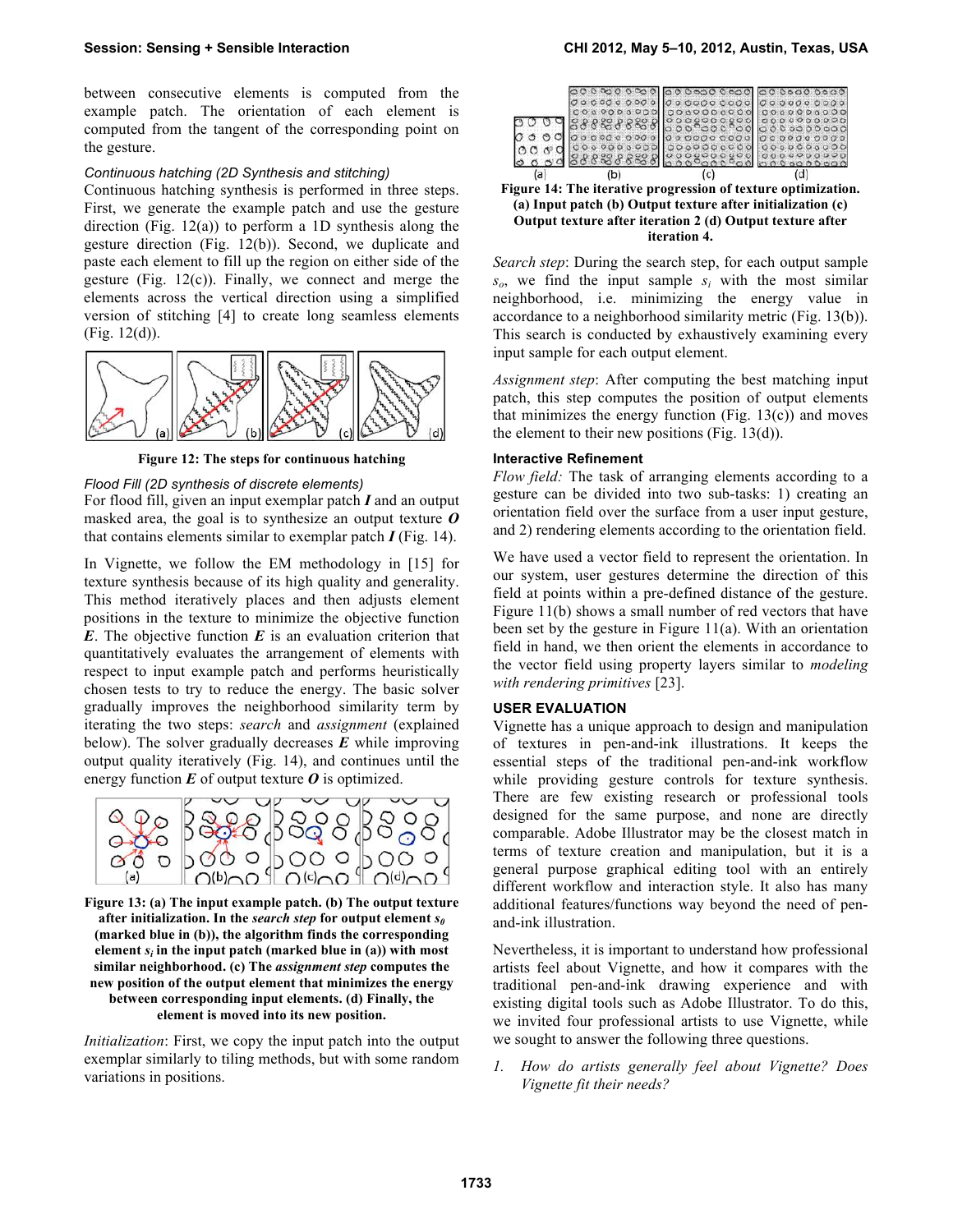between consecutive elements is computed from the example patch. The orientation of each element is computed from the tangent of the corresponding point on the gesture.

*Continuous hatching (2D Synthesis and stitching)*
Continuous hatching synthesis is performed in three steps. First, we generate the example patch and use the gesture direction (Fig. 12(a)) to perform a 1D synthesis along the gesture direction (Fig. 12(b)). Second, we duplicate and paste each element to fill up the region on either side of the gesture (Fig. 12(c)). Finally, we connect and merge the elements across the vertical direction using a simplified version of stitching [4] to create long seamless elements (Fig. 12(d)).

**Figure 12: The steps for continuous hatching**

*Flood Fill (2D synthesis of discrete elements)*
For flood fill, given an input exemplar patch ***I*** and an output masked area, the goal is to synthesize an output texture ***O*** that contains elements similar to exemplar patch ***I*** (Fig. 14).

In Vignette, we follow the EM methodology in [15] for texture synthesis because of its high quality and generality. This method iteratively places and then adjusts element positions in the texture to minimize the objective function ***E***. The objective function ***E*** is an evaluation criterion that quantitatively evaluates the arrangement of elements with respect to input example patch and performs heuristically chosen tests to try to reduce the energy. The basic solver gradually improves the neighborhood similarity term by iterating the two steps: *search* and *assignment* (explained below). The solver gradually decreases ***E*** while improving output quality iteratively (Fig. 14), and continues until the energy function ***E*** of output texture ***O*** is optimized.

**Figure 13: (a) The input example patch. (b) The output texture after initialization. In the *search step* for output element $s_0$ (marked blue in (b)), the algorithm finds the corresponding element $s_i$ in the input patch (marked blue in (a)) with most similar neighborhood. (c) The *assignment step* computes the new position of the output element that minimizes the energy between corresponding input elements. (d) Finally, the element is moved into its new position.**

*Initialization*: First, we copy the input patch into the output exemplar similarly to tiling methods, but with some random variations in positions.

**Figure 14: The iterative progression of texture optimization. (a) Input patch (b) Output texture after initialization (c) Output texture after iteration 2 (d) Output texture after iteration 4.**

*Search step*: During the search step, for each output sample $s_o$, we find the input sample $s_i$ with the most similar neighborhood, i.e. minimizing the energy value in accordance to a neighborhood similarity metric (Fig. 13(b)). This search is conducted by exhaustively examining every input sample for each output element.

*Assignment step*: After computing the best matching input patch, this step computes the position of output elements that minimizes the energy function (Fig. 13(c)) and moves the element to their new positions (Fig. 13(d)).

### Interactive Refinement

*Flow field:* The task of arranging elements according to a gesture can be divided into two sub-tasks: 1) creating an orientation field over the surface from a user input gesture, and 2) rendering elements according to the orientation field.

We have used a vector field to represent the orientation. In our system, user gestures determine the direction of this field at points within a pre-defined distance of the gesture. Figure 11(b) shows a small number of red vectors that have been set by the gesture in Figure 11(a). With an orientation field in hand, we then orient the elements in accordance to the vector field using property layers similar to *modeling with rendering primitives* [23].

## USER EVALUATION

Vignette has a unique approach to design and manipulation of textures in pen-and-ink illustrations. It keeps the essential steps of the traditional pen-and-ink workflow while providing gesture controls for texture synthesis. There are few existing research or professional tools designed for the same purpose, and none are directly comparable. Adobe Illustrator may be the closest match in terms of texture creation and manipulation, but it is a general purpose graphical editing tool with an entirely different workflow and interaction style. It also has many additional features/functions way beyond the need of pen-and-ink illustration.

Nevertheless, it is important to understand how professional artists feel about Vignette, and how it compares with the traditional pen-and-ink drawing experience and with existing digital tools such as Adobe Illustrator. To do this, we invited four professional artists to use Vignette, while we sought to answer the following three questions.

1. *How do artists generally feel about Vignette? Does Vignette fit their needs?*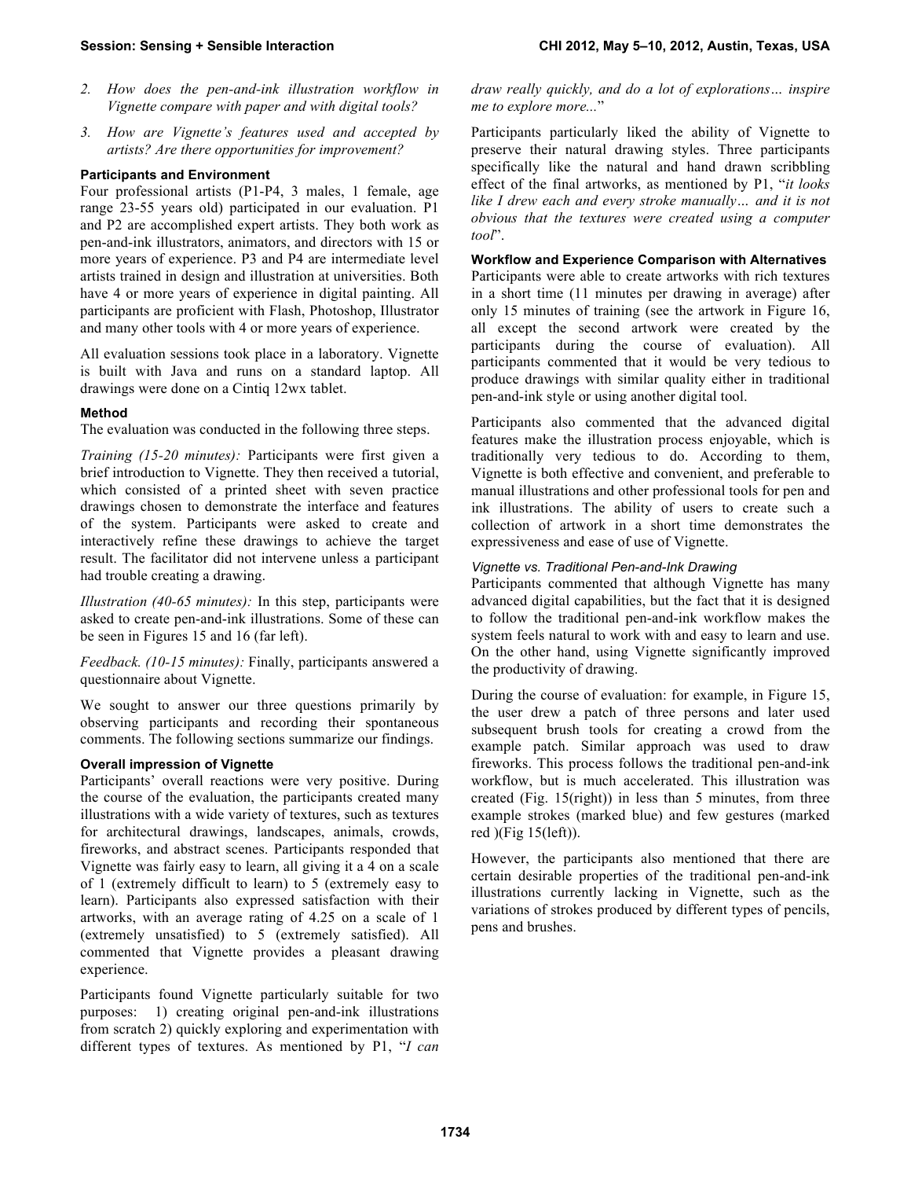2. *How does the pen-and-ink illustration workflow in Vignette compare with paper and with digital tools?*
3. *How are Vignette's features used and accepted by artists? Are there opportunities for improvement?*

### Participants and Environment

Four professional artists (P1-P4, 3 males, 1 female, age range 23-55 years old) participated in our evaluation. P1 and P2 are accomplished expert artists. They both work as pen-and-ink illustrators, animators, and directors with 15 or more years of experience. P3 and P4 are intermediate level artists trained in design and illustration at universities. Both have 4 or more years of experience in digital painting. All participants are proficient with Flash, Photoshop, Illustrator and many other tools with 4 or more years of experience.

All evaluation sessions took place in a laboratory. Vignette is built with Java and runs on a standard laptop. All drawings were done on a Cintiq 12wx tablet.

### Method

The evaluation was conducted in the following three steps.

*Training (15-20 minutes):* Participants were first given a brief introduction to Vignette. They then received a tutorial, which consisted of a printed sheet with seven practice drawings chosen to demonstrate the interface and features of the system. Participants were asked to create and interactively refine these drawings to achieve the target result. The facilitator did not intervene unless a participant had trouble creating a drawing.

*Illustration (40-65 minutes):* In this step, participants were asked to create pen-and-ink illustrations. Some of these can be seen in Figures 15 and 16 (far left).

*Feedback. (10-15 minutes):* Finally, participants answered a questionnaire about Vignette.

We sought to answer our three questions primarily by observing participants and recording their spontaneous comments. The following sections summarize our findings.

### Overall impression of Vignette

Participants' overall reactions were very positive. During the course of the evaluation, the participants created many illustrations with a wide variety of textures, such as textures for architectural drawings, landscapes, animals, crowds, fireworks, and abstract scenes. Participants responded that Vignette was fairly easy to learn, all giving it a 4 on a scale of 1 (extremely difficult to learn) to 5 (extremely easy to learn). Participants also expressed satisfaction with their artworks, with an average rating of 4.25 on a scale of 1 (extremely unsatisfied) to 5 (extremely satisfied). All commented that Vignette provides a pleasant drawing experience.

Participants found Vignette particularly suitable for two purposes: 1) creating original pen-and-ink illustrations from scratch 2) quickly exploring and experimentation with different types of textures. As mentioned by P1, "*I can draw really quickly, and do a lot of explorations… inspire me to explore more...*"

Participants particularly liked the ability of Vignette to preserve their natural drawing styles. Three participants specifically like the natural and hand drawn scribbling effect of the final artworks, as mentioned by P1, "*it looks like I drew each and every stroke manually… and it is not obvious that the textures were created using a computer tool*".

### Workflow and Experience Comparison with Alternatives

Participants were able to create artworks with rich textures in a short time (11 minutes per drawing in average) after only 15 minutes of training (see the artwork in Figure 16, all except the second artwork were created by the participants during the course of evaluation). All participants commented that it would be very tedious to produce drawings with similar quality either in traditional pen-and-ink style or using another digital tool.

Participants also commented that the advanced digital features make the illustration process enjoyable, which is traditionally very tedious to do. According to them, Vignette is both effective and convenient, and preferable to manual illustrations and other professional tools for pen and ink illustrations. The ability of users to create such a collection of artwork in a short time demonstrates the expressiveness and ease of use of Vignette.

#### *Vignette vs. Traditional Pen-and-Ink Drawing*

Participants commented that although Vignette has many advanced digital capabilities, but the fact that it is designed to follow the traditional pen-and-ink workflow makes the system feels natural to work with and easy to learn and use. On the other hand, using Vignette significantly improved the productivity of drawing.

During the course of evaluation: for example, in Figure 15, the user drew a patch of three persons and later used subsequent brush tools for creating a crowd from the example patch. Similar approach was used to draw fireworks. This process follows the traditional pen-and-ink workflow, but is much accelerated. This illustration was created (Fig. 15(right)) in less than 5 minutes, from three example strokes (marked blue) and few gestures (marked red )(Fig 15(left)).

However, the participants also mentioned that there are certain desirable properties of the traditional pen-and-ink illustrations currently lacking in Vignette, such as the variations of strokes produced by different types of pencils, pens and brushes.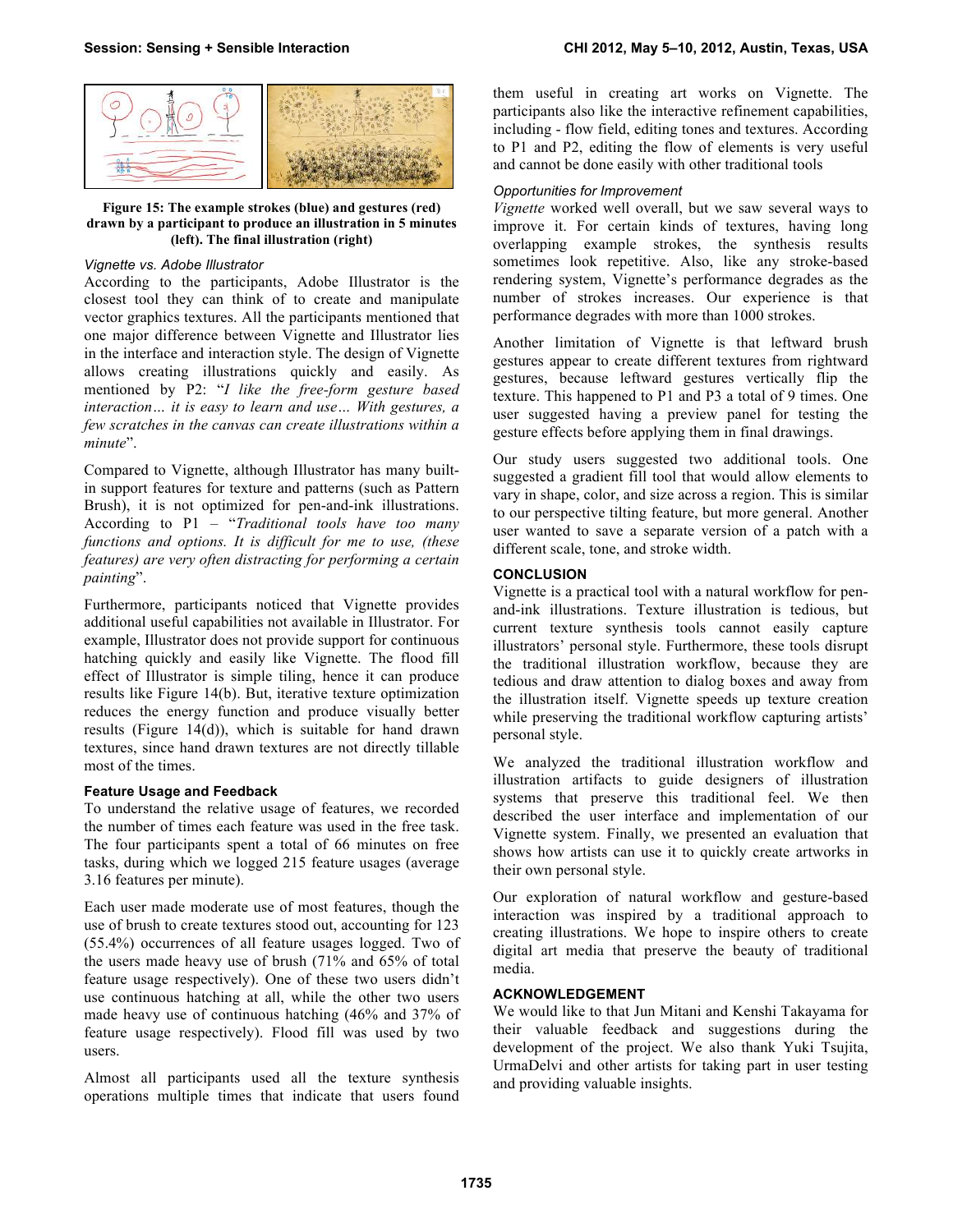**Figure 15: The example strokes (blue) and gestures (red) drawn by a participant to produce an illustration in 5 minutes (left). The final illustration (right)**

*Vignette vs. Adobe Illustrator*

According to the participants, Adobe Illustrator is the closest tool they can think of to create and manipulate vector graphics textures. All the participants mentioned that one major difference between Vignette and Illustrator lies in the interface and interaction style. The design of Vignette allows creating illustrations quickly and easily. As mentioned by P2: "*I like the free-form gesture based interaction… it is easy to learn and use… With gestures, a few scratches in the canvas can create illustrations within a minute*".

Compared to Vignette, although Illustrator has many built-in support features for texture and patterns (such as Pattern Brush), it is not optimized for pen-and-ink illustrations. According to P1 – "*Traditional tools have too many functions and options. It is difficult for me to use, (these features) are very often distracting for performing a certain painting*".

Furthermore, participants noticed that Vignette provides additional useful capabilities not available in Illustrator. For example, Illustrator does not provide support for continuous hatching quickly and easily like Vignette. The flood fill effect of Illustrator is simple tiling, hence it can produce results like Figure 14(b). But, iterative texture optimization reduces the energy function and produce visually better results (Figure 14(d)), which is suitable for hand drawn textures, since hand drawn textures are not directly tillable most of the times.

**Feature Usage and Feedback**

To understand the relative usage of features, we recorded the number of times each feature was used in the free task. The four participants spent a total of 66 minutes on free tasks, during which we logged 215 feature usages (average 3.16 features per minute).

Each user made moderate use of most features, though the use of brush to create textures stood out, accounting for 123 (55.4%) occurrences of all feature usages logged. Two of the users made heavy use of brush (71% and 65% of total feature usage respectively). One of these two users didn't use continuous hatching at all, while the other two users made heavy use of continuous hatching (46% and 37% of feature usage respectively). Flood fill was used by two users.

Almost all participants used all the texture synthesis operations multiple times that indicate that users found them useful in creating art works on Vignette. The participants also like the interactive refinement capabilities, including - flow field, editing tones and textures. According to P1 and P2, editing the flow of elements is very useful and cannot be done easily with other traditional tools

*Opportunities for Improvement*

*Vignette* worked well overall, but we saw several ways to improve it. For certain kinds of textures, having long overlapping example strokes, the synthesis results sometimes look repetitive. Also, like any stroke-based rendering system, Vignette's performance degrades as the number of strokes increases. Our experience is that performance degrades with more than 1000 strokes.

Another limitation of Vignette is that leftward brush gestures appear to create different textures from rightward gestures, because leftward gestures vertically flip the texture. This happened to P1 and P3 a total of 9 times. One user suggested having a preview panel for testing the gesture effects before applying them in final drawings.

Our study users suggested two additional tools. One suggested a gradient fill tool that would allow elements to vary in shape, color, and size across a region. This is similar to our perspective tilting feature, but more general. Another user wanted to save a separate version of a patch with a different scale, tone, and stroke width.

## CONCLUSION

Vignette is a practical tool with a natural workflow for pen-and-ink illustrations. Texture illustration is tedious, but current texture synthesis tools cannot easily capture illustrators' personal style. Furthermore, these tools disrupt the traditional illustration workflow, because they are tedious and draw attention to dialog boxes and away from the illustration itself. Vignette speeds up texture creation while preserving the traditional workflow capturing artists' personal style.

We analyzed the traditional illustration workflow and illustration artifacts to guide designers of illustration systems that preserve this traditional feel. We then described the user interface and implementation of our Vignette system. Finally, we presented an evaluation that shows how artists can use it to quickly create artworks in their own personal style.

Our exploration of natural workflow and gesture-based interaction was inspired by a traditional approach to creating illustrations. We hope to inspire others to create digital art media that preserve the beauty of traditional media.

## ACKNOWLEDGEMENT

We would like to that Jun Mitani and Kenshi Takayama for their valuable feedback and suggestions during the development of the project. We also thank Yuki Tsujita, UrmaDelvi and other artists for taking part in user testing and providing valuable insights.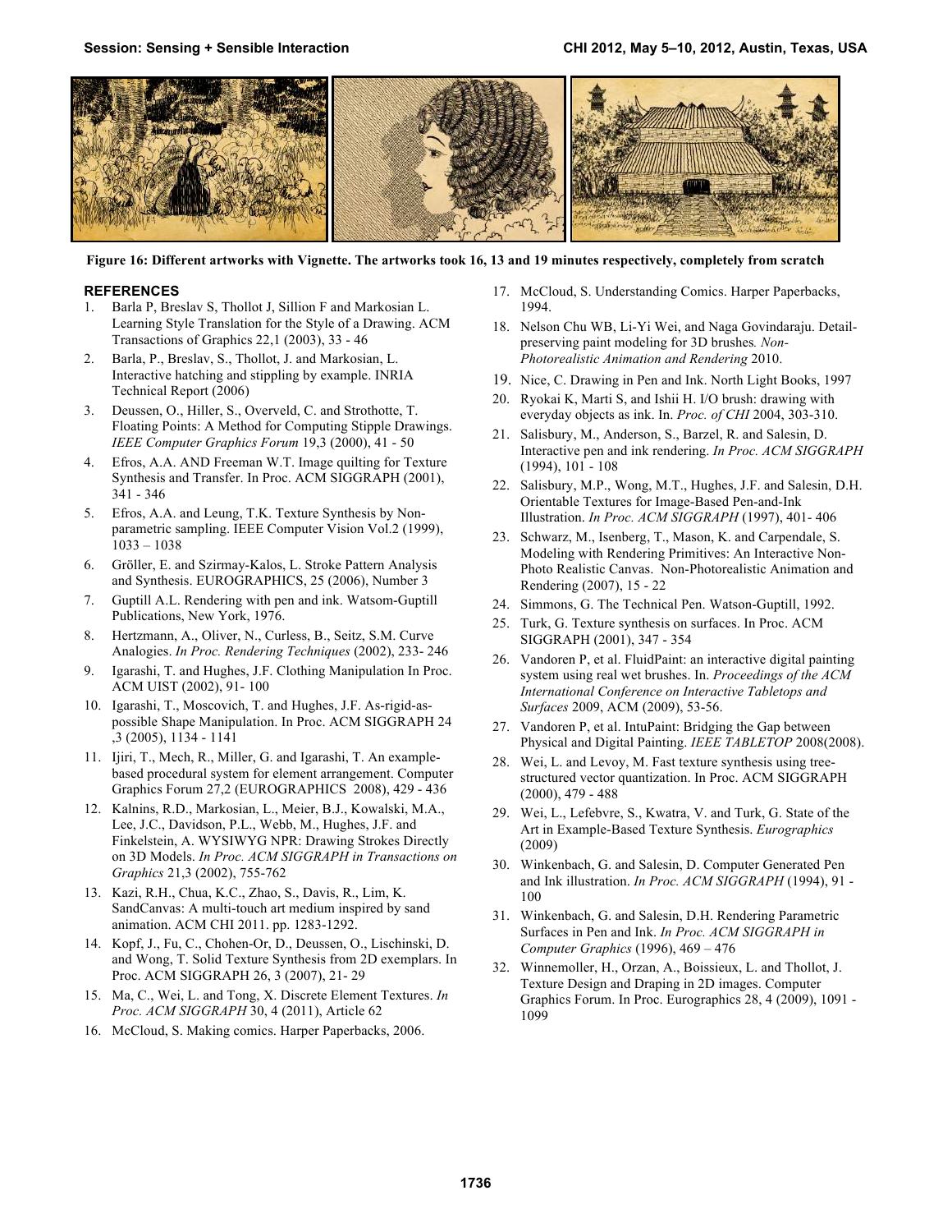**Figure 16: Different artworks with Vignette. The artworks took 16, 13 and 19 minutes respectively, completely from scratch**

## REFERENCES

1. Barla P, Breslav S, Thollot J, Sillion F and Markosian L. Learning Style Translation for the Style of a Drawing. ACM Transactions of Graphics 22,1 (2003), 33 - 46
2. Barla, P., Breslav, S., Thollot, J. and Markosian, L. Interactive hatching and stippling by example. INRIA Technical Report (2006)
3. Deussen, O., Hiller, S., Overveld, C. and Strothotte, T. Floating Points: A Method for Computing Stipple Drawings. *IEEE Computer Graphics Forum* 19,3 (2000), 41 - 50
4. Efros, A.A. AND Freeman W.T. Image quilting for Texture Synthesis and Transfer. In Proc. ACM SIGGRAPH (2001), 341 - 346
5. Efros, A.A. and Leung, T.K. Texture Synthesis by Non-parametric sampling. IEEE Computer Vision Vol.2 (1999), 1033 – 1038
6. Gröller, E. and Szirmay-Kalos, L. Stroke Pattern Analysis and Synthesis. EUROGRAPHICS, 25 (2006), Number 3
7. Guptill A.L. Rendering with pen and ink. Watsom-Guptill Publications, New York, 1976.
8. Hertzmann, A., Oliver, N., Curless, B., Seitz, S.M. Curve Analogies. *In Proc. Rendering Techniques* (2002), 233- 246
9. Igarashi, T. and Hughes, J.F. Clothing Manipulation In Proc. ACM UIST (2002), 91- 100
10. Igarashi, T., Moscovich, T. and Hughes, J.F. As-rigid-as-possible Shape Manipulation. In Proc. ACM SIGGRAPH 24 ,3 (2005), 1134 - 1141
11. Ijiri, T., Mech, R., Miller, G. and Igarashi, T. An example-based procedural system for element arrangement. Computer Graphics Forum 27,2 (EUROGRAPHICS 2008), 429 - 436
12. Kalnins, R.D., Markosian, L., Meier, B.J., Kowalski, M.A., Lee, J.C., Davidson, P.L., Webb, M., Hughes, J.F. and Finkelstein, A. WYSIWYG NPR: Drawing Strokes Directly on 3D Models. *In Proc. ACM SIGGRAPH in Transactions on Graphics* 21,3 (2002), 755-762
13. Kazi, R.H., Chua, K.C., Zhao, S., Davis, R., Lim, K. SandCanvas: A multi-touch art medium inspired by sand animation. ACM CHI 2011. pp. 1283-1292.
14. Kopf, J., Fu, C., Chohen-Or, D., Deussen, O., Lischinski, D. and Wong, T. Solid Texture Synthesis from 2D exemplars. In Proc. ACM SIGGRAPH 26, 3 (2007), 21- 29
15. Ma, C., Wei, L. and Tong, X. Discrete Element Textures. *In Proc. ACM SIGGRAPH* 30, 4 (2011), Article 62
16. McCloud, S. Making comics. Harper Paperbacks, 2006.
17. McCloud, S. Understanding Comics. Harper Paperbacks, 1994.
18. Nelson Chu WB, Li-Yi Wei, and Naga Govindaraju. Detail-preserving paint modeling for 3D brushes*. Non-Photorealistic Animation and Rendering* 2010.
19. Nice, C. Drawing in Pen and Ink. North Light Books, 1997
20. Ryokai K, Marti S, and Ishii H. I/O brush: drawing with everyday objects as ink. In. *Proc. of CHI* 2004, 303-310.
21. Salisbury, M., Anderson, S., Barzel, R. and Salesin, D. Interactive pen and ink rendering. *In Proc. ACM SIGGRAPH* (1994), 101 - 108
22. Salisbury, M.P., Wong, M.T., Hughes, J.F. and Salesin, D.H. Orientable Textures for Image-Based Pen-and-Ink Illustration. *In Proc. ACM SIGGRAPH* (1997), 401- 406
23. Schwarz, M., Isenberg, T., Mason, K. and Carpendale, S. Modeling with Rendering Primitives: An Interactive Non-Photo Realistic Canvas. Non-Photorealistic Animation and Rendering (2007), 15 - 22
24. Simmons, G. The Technical Pen. Watson-Guptill, 1992.
25. Turk, G. Texture synthesis on surfaces. In Proc. ACM SIGGRAPH (2001), 347 - 354
26. Vandoren P, et al. FluidPaint: an interactive digital painting system using real wet brushes. In. *Proceedings of the ACM International Conference on Interactive Tabletops and Surfaces* 2009, ACM (2009), 53-56.
27. Vandoren P, et al. IntuPaint: Bridging the Gap between Physical and Digital Painting. *IEEE TABLETOP* 2008(2008).
28. Wei, L. and Levoy, M. Fast texture synthesis using tree-structured vector quantization. In Proc. ACM SIGGRAPH (2000), 479 - 488
29. Wei, L., Lefebvre, S., Kwatra, V. and Turk, G. State of the Art in Example-Based Texture Synthesis. *Eurographics* (2009)
30. Winkenbach, G. and Salesin, D. Computer Generated Pen and Ink illustration. *In Proc. ACM SIGGRAPH* (1994), 91 - 100
31. Winkenbach, G. and Salesin, D.H. Rendering Parametric Surfaces in Pen and Ink. *In Proc. ACM SIGGRAPH in Computer Graphics* (1996), 469 – 476
32. Winnemoller, H., Orzan, A., Boissieux, L. and Thollot, J. Texture Design and Draping in 2D images. Computer Graphics Forum. In Proc. Eurographics 28, 4 (2009), 1091 - 1099